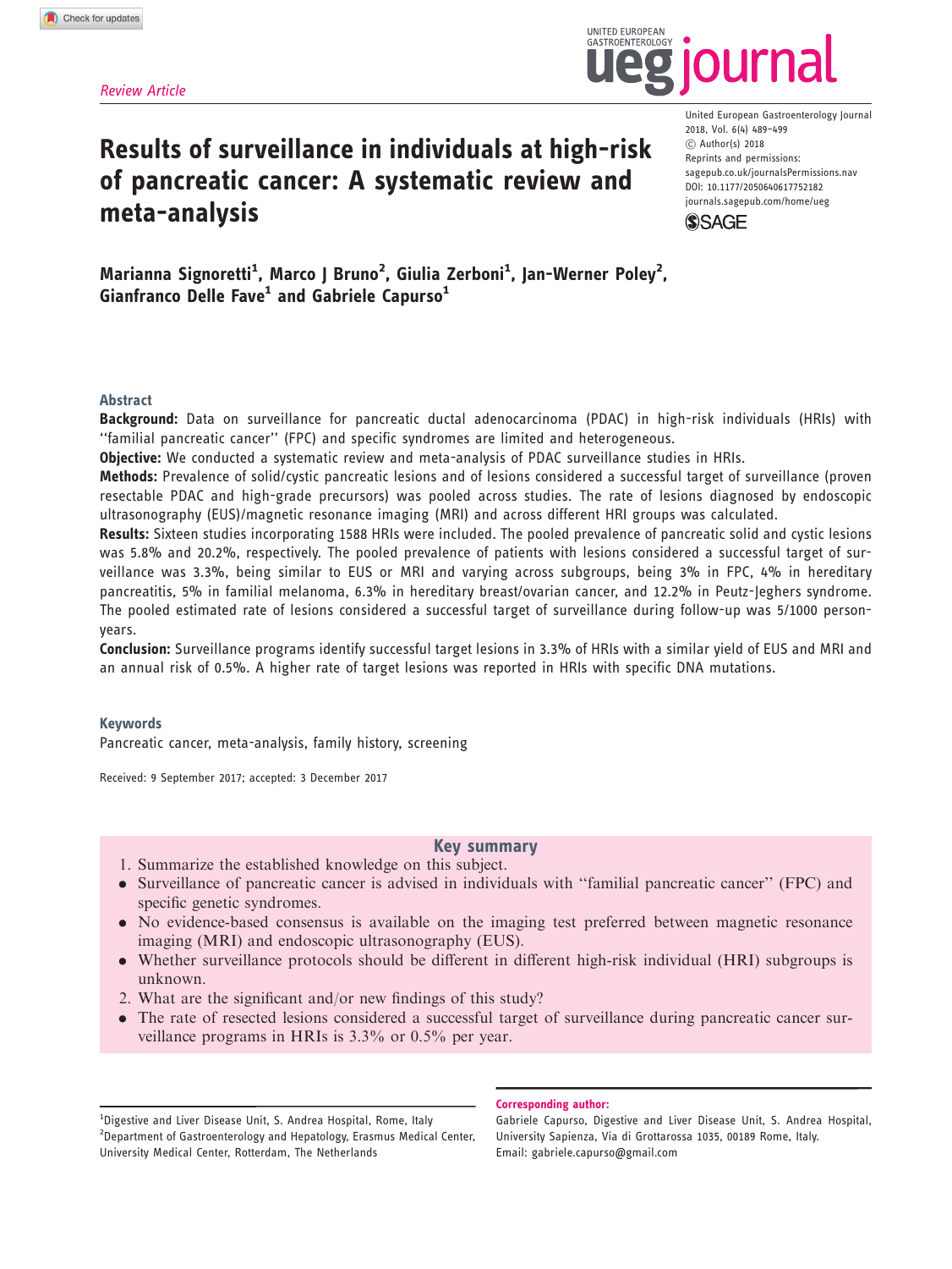*Review Article*

# Results of surveillance in individuals at high-risk of pancreatic cancer: A systematic review and meta-analysis

Marianna Signoretti[1], Marco J Bruno[2], Giulia Zerboni[1], Jan-Werner Poley[2], Gianfranco Delle Fave[1] and Gabriele Capurso[1]

United European Gastroenterology Journal
2018, Vol. 6(4) 489–499
© Author(s) 2018
Reprints and permissions: sagepub.co.uk/journalsPermissions.nav
DOI: 10.1177/2050640617752182
journals.sagepub.com/home/ueg

## Abstract

**Background:** Data on surveillance for pancreatic ductal adenocarcinoma (PDAC) in high-risk individuals (HRIs) with "familial pancreatic cancer" (FPC) and specific syndromes are limited and heterogeneous.

**Objective:** We conducted a systematic review and meta-analysis of PDAC surveillance studies in HRIs.

**Methods:** Prevalence of solid/cystic pancreatic lesions and of lesions considered a successful target of surveillance (proven resectable PDAC and high-grade precursors) was pooled across studies. The rate of lesions diagnosed by endoscopic ultrasonography (EUS)/magnetic resonance imaging (MRI) and across different HRI groups was calculated.

**Results:** Sixteen studies incorporating 1588 HRIs were included. The pooled prevalence of pancreatic solid and cystic lesions was 5.8% and 20.2%, respectively. The pooled prevalence of patients with lesions considered a successful target of surveillance was 3.3%, being similar to EUS or MRI and varying across subgroups, being 3% in FPC, 4% in hereditary pancreatitis, 5% in familial melanoma, 6.3% in hereditary breast/ovarian cancer, and 12.2% in Peutz-Jeghers syndrome. The pooled estimated rate of lesions considered a successful target of surveillance during follow-up was 5/1000 person-years.

**Conclusion:** Surveillance programs identify successful target lesions in 3.3% of HRIs with a similar yield of EUS and MRI and an annual risk of 0.5%. A higher rate of target lesions was reported in HRIs with specific DNA mutations.

## Keywords

Pancreatic cancer, meta-analysis, family history, screening

Received: 9 September 2017; accepted: 3 December 2017

## Key summary

1. Summarize the established knowledge on this subject.
   - Surveillance of pancreatic cancer is advised in individuals with "familial pancreatic cancer" (FPC) and specific genetic syndromes.
   - No evidence-based consensus is available on the imaging test preferred between magnetic resonance imaging (MRI) and endoscopic ultrasonography (EUS).
   - Whether surveillance protocols should be different in different high-risk individual (HRI) subgroups is unknown.
2. What are the significant and/or new findings of this study?
   - The rate of resected lesions considered a successful target of surveillance during pancreatic cancer surveillance programs in HRIs is 3.3% or 0.5% per year.

[1]Digestive and Liver Disease Unit, S. Andrea Hospital, Rome, Italy
[2]Department of Gastroenterology and Hepatology, Erasmus Medical Center, University Medical Center, Rotterdam, The Netherlands

**Corresponding author:**
Gabriele Capurso, Digestive and Liver Disease Unit, S. Andrea Hospital, University Sapienza, Via di Grottarossa 1035, 00189 Rome, Italy.
Email: gabriele.capurso@gmail.com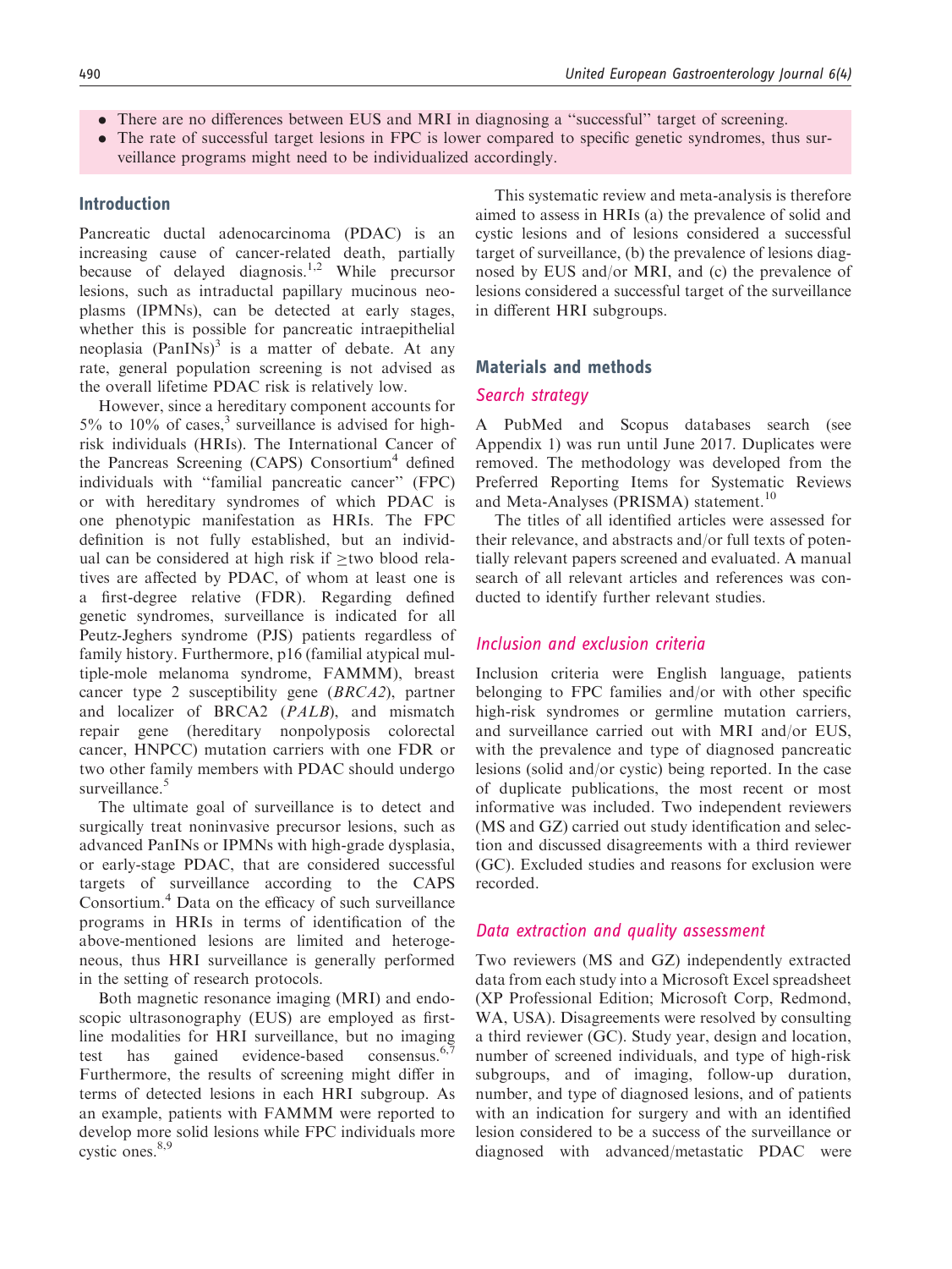- There are no differences between EUS and MRI in diagnosing a "successful" target of screening.
- The rate of successful target lesions in FPC is lower compared to specific genetic syndromes, thus surveillance programs might need to be individualized accordingly.

## Introduction

Pancreatic ductal adenocarcinoma (PDAC) is an increasing cause of cancer-related death, partially because of delayed diagnosis.[1,2] While precursor lesions, such as intraductal papillary mucinous neoplasms (IPMNs), can be detected at early stages, whether this is possible for pancreatic intraepithelial neoplasia (PanINs)[3] is a matter of debate. At any rate, general population screening is not advised as the overall lifetime PDAC risk is relatively low.

However, since a hereditary component accounts for 5% to 10% of cases,[3] surveillance is advised for high-risk individuals (HRIs). The International Cancer of the Pancreas Screening (CAPS) Consortium[4] defined individuals with "familial pancreatic cancer" (FPC) or with hereditary syndromes of which PDAC is one phenotypic manifestation as HRIs. The FPC definition is not fully established, but an individual can be considered at high risk if ≥two blood relatives are affected by PDAC, of whom at least one is a first-degree relative (FDR). Regarding defined genetic syndromes, surveillance is indicated for all Peutz-Jeghers syndrome (PJS) patients regardless of family history. Furthermore, p16 (familial atypical multiple-mole melanoma syndrome, FAMMM), breast cancer type 2 susceptibility gene (*BRCA2*), partner and localizer of BRCA2 (*PALB*), and mismatch repair gene (hereditary nonpolyposis colorectal cancer, HNPCC) mutation carriers with one FDR or two other family members with PDAC should undergo surveillance.[5]

The ultimate goal of surveillance is to detect and surgically treat noninvasive precursor lesions, such as advanced PanINs or IPMNs with high-grade dysplasia, or early-stage PDAC, that are considered successful targets of surveillance according to the CAPS Consortium.[4] Data on the efficacy of such surveillance programs in HRIs in terms of identification of the above-mentioned lesions are limited and heterogeneous, thus HRI surveillance is generally performed in the setting of research protocols.

Both magnetic resonance imaging (MRI) and endoscopic ultrasonography (EUS) are employed as first-line modalities for HRI surveillance, but no imaging test has gained evidence-based consensus.[6,7] Furthermore, the results of screening might differ in terms of detected lesions in each HRI subgroup. As an example, patients with FAMMM were reported to develop more solid lesions while FPC individuals more cystic ones.[8,9]

This systematic review and meta-analysis is therefore aimed to assess in HRIs (a) the prevalence of solid and cystic lesions and of lesions considered a successful target of surveillance, (b) the prevalence of lesions diagnosed by EUS and/or MRI, and (c) the prevalence of lesions considered a successful target of the surveillance in different HRI subgroups.

## Materials and methods

### Search strategy

A PubMed and Scopus databases search (see Appendix 1) was run until June 2017. Duplicates were removed. The methodology was developed from the Preferred Reporting Items for Systematic Reviews and Meta-Analyses (PRISMA) statement.[10]

The titles of all identified articles were assessed for their relevance, and abstracts and/or full texts of potentially relevant papers screened and evaluated. A manual search of all relevant articles and references was conducted to identify further relevant studies.

### Inclusion and exclusion criteria

Inclusion criteria were English language, patients belonging to FPC families and/or with other specific high-risk syndromes or germline mutation carriers, and surveillance carried out with MRI and/or EUS, with the prevalence and type of diagnosed pancreatic lesions (solid and/or cystic) being reported. In the case of duplicate publications, the most recent or most informative was included. Two independent reviewers (MS and GZ) carried out study identification and selection and discussed disagreements with a third reviewer (GC). Excluded studies and reasons for exclusion were recorded.

### Data extraction and quality assessment

Two reviewers (MS and GZ) independently extracted data from each study into a Microsoft Excel spreadsheet (XP Professional Edition; Microsoft Corp, Redmond, WA, USA). Disagreements were resolved by consulting a third reviewer (GC). Study year, design and location, number of screened individuals, and type of high-risk subgroups, and of imaging, follow-up duration, number, and type of diagnosed lesions, and of patients with an indication for surgery and with an identified lesion considered to be a success of the surveillance or diagnosed with advanced/metastatic PDAC were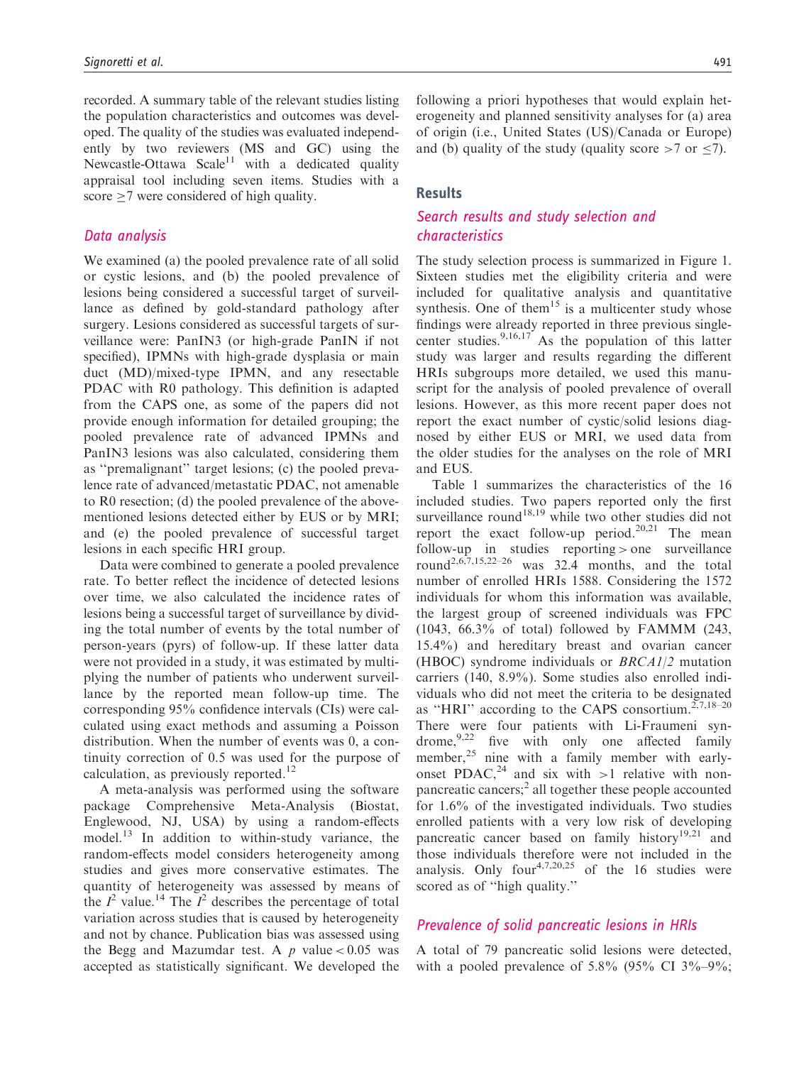recorded. A summary table of the relevant studies listing the population characteristics and outcomes was developed. The quality of the studies was evaluated independently by two reviewers (MS and GC) using the Newcastle-Ottawa Scale[11] with a dedicated quality appraisal tool including seven items. Studies with a score ≥7 were considered of high quality.

### Data analysis

We examined (a) the pooled prevalence rate of all solid or cystic lesions, and (b) the pooled prevalence of lesions being considered a successful target of surveillance as defined by gold-standard pathology after surgery. Lesions considered as successful targets of surveillance were: PanIN3 (or high-grade PanIN if not specified), IPMNs with high-grade dysplasia or main duct (MD)/mixed-type IPMN, and any resectable PDAC with R0 pathology. This definition is adapted from the CAPS one, as some of the papers did not provide enough information for detailed grouping; the pooled prevalence rate of advanced IPMNs and PanIN3 lesions was also calculated, considering them as "premalignant" target lesions; (c) the pooled prevalence rate of advanced/metastatic PDAC, not amenable to R0 resection; (d) the pooled prevalence of the above-mentioned lesions detected either by EUS or by MRI; and (e) the pooled prevalence of successful target lesions in each specific HRI group.

Data were combined to generate a pooled prevalence rate. To better reflect the incidence of detected lesions over time, we also calculated the incidence rates of lesions being a successful target of surveillance by dividing the total number of events by the total number of person-years (pyrs) of follow-up. If these latter data were not provided in a study, it was estimated by multiplying the number of patients who underwent surveillance by the reported mean follow-up time. The corresponding 95% confidence intervals (CIs) were calculated using exact methods and assuming a Poisson distribution. When the number of events was 0, a continuity correction of 0.5 was used for the purpose of calculation, as previously reported.[12]

A meta-analysis was performed using the software package Comprehensive Meta-Analysis (Biostat, Englewood, NJ, USA) by using a random-effects model.[13] In addition to within-study variance, the random-effects model considers heterogeneity among studies and gives more conservative estimates. The quantity of heterogeneity was assessed by means of the $I^2$ value.[14] The $I^2$ describes the percentage of total variation across studies that is caused by heterogeneity and not by chance. Publication bias was assessed using the Begg and Mazumdar test. A $p$ value $< 0.05$ was accepted as statistically significant. We developed the following a priori hypotheses that would explain heterogeneity and planned sensitivity analyses for (a) area of origin (i.e., United States (US)/Canada or Europe) and (b) quality of the study (quality score >7 or ≤7).

## Results

### Search results and study selection and characteristics

The study selection process is summarized in Figure 1. Sixteen studies met the eligibility criteria and were included for qualitative analysis and quantitative synthesis. One of them[15] is a multicenter study whose findings were already reported in three previous single-center studies.[9,16,17] As the population of this latter study was larger and results regarding the different HRIs subgroups more detailed, we used this manuscript for the analysis of pooled prevalence of overall lesions. However, as this more recent paper does not report the exact number of cystic/solid lesions diagnosed by either EUS or MRI, we used data from the older studies for the analyses on the role of MRI and EUS.

Table 1 summarizes the characteristics of the 16 included studies. Two papers reported only the first surveillance round[18,19] while two other studies did not report the exact follow-up period.[20,21] The mean follow-up in studies reporting > one surveillance round[2,6,7,15,22–26] was 32.4 months, and the total number of enrolled HRIs 1588. Considering the 1572 individuals for whom this information was available, the largest group of screened individuals was FPC (1043, 66.3% of total) followed by FAMMM (243, 15.4%) and hereditary breast and ovarian cancer (HBOC) syndrome individuals or *BRCA1/2* mutation carriers (140, 8.9%). Some studies also enrolled individuals who did not meet the criteria to be designated as "HRI" according to the CAPS consortium.[2,7,18–20] There were four patients with Li-Fraumeni syndrome,[9,22] five with only one affected family member,[25] nine with a family member with early-onset PDAC,[24] and six with >1 relative with non-pancreatic cancers;[2] all together these people accounted for 1.6% of the investigated individuals. Two studies enrolled patients with a very low risk of developing pancreatic cancer based on family history[19,21] and those individuals therefore were not included in the analysis. Only four[4,7,20,25] of the 16 studies were scored as of "high quality."

### Prevalence of solid pancreatic lesions in HRIs

A total of 79 pancreatic solid lesions were detected, with a pooled prevalence of 5.8% (95% CI 3%–9%;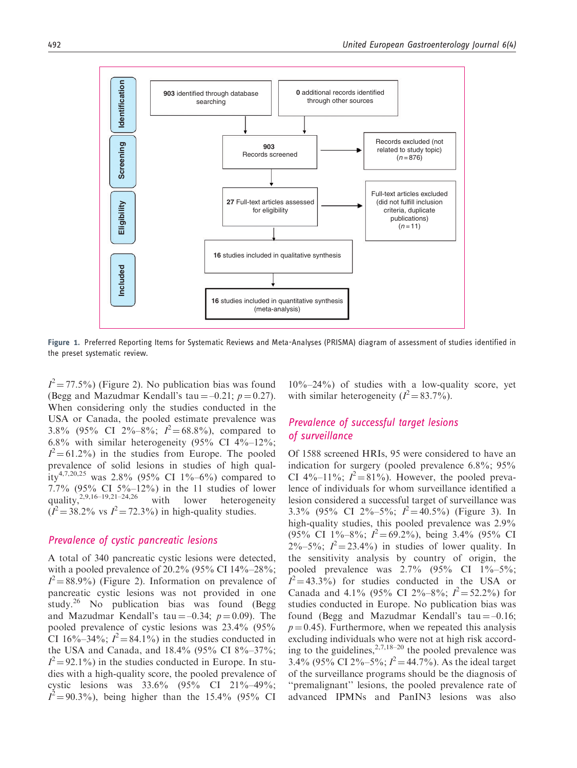903 identified through database searching

0 additional records identified through other sources

903 Records screened

Records excluded (not related to study topic) ($n = 876$)

27 Full-text articles assessed for eligibility

Full-text articles excluded (did not fulfill inclusion criteria, duplicate publications) ($n = 11$)

16 studies included in qualitative synthesis

16 studies included in quantitative synthesis (meta-analysis)

Identification — Screening — Eligibility — Included

**Figure 1.** Preferred Reporting Items for Systematic Reviews and Meta-Analyses (PRISMA) diagram of assessment of studies identified in the preset systematic review.

$I^2 = 77.5\%$) (Figure 2). No publication bias was found (Begg and Mazudmar Kendall's tau = –0.21; $p = 0.27$). When considering only the studies conducted in the USA or Canada, the pooled estimate prevalence was 3.8% (95% CI 2%–8%; $I^2 = 68.8\%$), compared to 6.8% with similar heterogeneity (95% CI 4%–12%; $I^2 = 61.2\%$) in the studies from Europe. The pooled prevalence of solid lesions in studies of high quality[4,7,20,25] was 2.8% (95% CI 1%–6%) compared to 7.7% (95% CI 5%–12%) in the 11 studies of lower quality,[2,9,16–19,21–24,26] with lower heterogeneity ($I^2 = 38.2\%$ vs $I^2 = 72.3\%$) in high-quality studies.

## Prevalence of cystic pancreatic lesions

A total of 340 pancreatic cystic lesions were detected, with a pooled prevalence of 20.2% (95% CI 14%–28%; $I^2 = 88.9\%$) (Figure 2). Information on prevalence of pancreatic cystic lesions was not provided in one study.[26] No publication bias was found (Begg and Mazudmar Kendall's tau = –0.34; $p = 0.09$). The pooled prevalence of cystic lesions was 23.4% (95% CI 16%–34%; $I^2 = 84.1\%$) in the studies conducted in the USA and Canada, and 18.4% (95% CI 8%–37%; $I^2 = 92.1\%$) in the studies conducted in Europe. In studies with a high-quality score, the pooled prevalence of cystic lesions was 33.6% (95% CI 21%–49%; $I^2 = 90.3\%$), being higher than the 15.4% (95% CI 10%–24%) of studies with a low-quality score, yet with similar heterogeneity ($I^2 = 83.7\%$).

## Prevalence of successful target lesions of surveillance

Of 1588 screened HRIs, 95 were considered to have an indication for surgery (pooled prevalence 6.8%; 95% CI 4%–11%; $I^2 = 81\%$). However, the pooled prevalence of individuals for whom surveillance identified a lesion considered a successful target of surveillance was 3.3% (95% CI 2%–5%; $I^2 = 40.5\%$) (Figure 3). In high-quality studies, this pooled prevalence was 2.9% (95% CI 1%–8%; $I^2 = 69.2\%$), being 3.4% (95% CI 2%–5%; $I^2 = 23.4\%$) in studies of lower quality. In the sensitivity analysis by country of origin, the pooled prevalence was 2.7% (95% CI 1%–5%; $I^2 = 43.3\%$) for studies conducted in the USA or Canada and 4.1% (95% CI 2%–8%; $I^2 = 52.2\%$) for studies conducted in Europe. No publication bias was found (Begg and Mazudmar Kendall's tau = –0.16; $p = 0.45$). Furthermore, when we repeated this analysis excluding individuals who were not at high risk according to the guidelines,[2,7,18–20] the pooled prevalence was 3.4% (95% CI 2%–5%; $I^2 = 44.7\%$). As the ideal target of the surveillance programs should be the diagnosis of "premalignant" lesions, the pooled prevalence rate of advanced IPMNs and PanIN3 lesions was also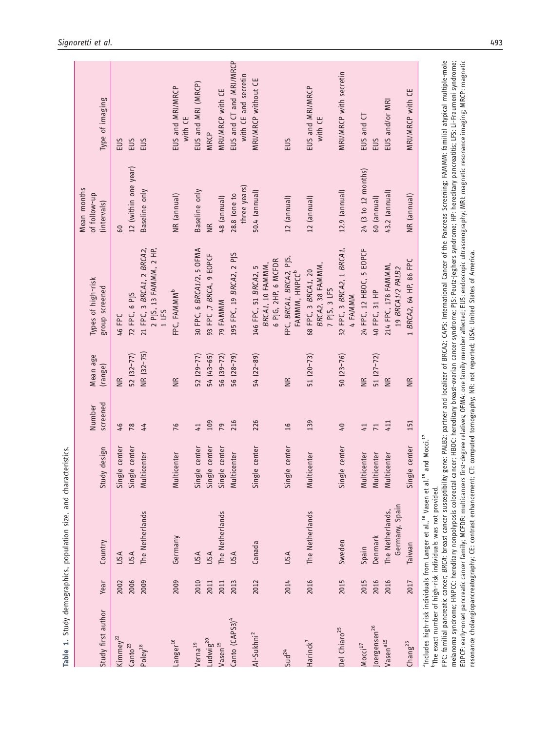**Table 1.** Study demographics, population size, and characteristics.

| Study first author | Year | Country | Study design | Number screened | Mean age (range) | Types of high-risk group screened | Mean months of follow-up (intervals) | Type of imaging |
|---|---|---|---|---|---|---|---|---|
| Kimmey[22] | 2002 | USA | Single center | 46 | NR | 46 FPC | 60 | EUS |
| Canto[23] | 2006 | USA | Single center | 78 | 52 (32–77) | 72 FPC, 6 PJS | 12 (within one year) | EUS |
| Poley[18] | 2009 | The Netherlands | Multicenter | 44 | NR (32–75) | 21 FPC, 3 *BRCA1*, 2 *BRCA2*, 2 PJS, 13 FAMMM, 2 HP, 1 LFS | Baseline only | EUS |
| Langer[16] | 2009 | Germany | Multicenter | 76 | NR | FPC, FAMMM[b] | NR (annual) | EUS and MRI/MRCP with CE |
| Verna[19] | 2010 | USA | Single center | 41 | 52 (29–77) | 30 FPC, 6 *BRCA1/2*, 5 OFMA | Baseline only | EUS and MRI (MRCP) |
| Ludwig[20] | 2011 | USA | Single center | 109 | 54 (43–65) | 93 FPC ,7 *BRCA*, 9 EOPCF | NR | MRCP |
| Vasen[15] | 2011 | The Netherlands | Single center | 79 | 56 (39–72) | 79 FAMMM | 48 (annual) | MRI/MRCP with CE |
| Canto (CAPS3)[4] | 2013 | USA | Multicenter | 216 | 56 (28–79) | 195 FPC, 19 *BRCA2*, 2 PJS | 28.8 (one to three years) | EUS and CT and MRI/MRCP with CE and secretin |
| Al-Sukhni[2] | 2012 | Canada | Single center | 226 | 54 (22–89) | 146 FPC, 51 *BRCA2*, 5 *BRCA1*, 10 FAMMM, 6 PJG, 2HP, 6 MCFDR | 50.4 (annual) | MRI/MRCP without CE |
| Sud[24] | 2014 | USA | Single center | 16 | NR | FPC, *BRCA1*, *BRCA2*, PJS, FAMMM, HNPCC[b] | 12 (annual) | EUS |
| Harinck[7] | 2016 | The Netherlands | Multicenter | 139 | 51 (20–73) | 68 FPC, 3 *BRCA1*, 20 *BRCA2*, 38 FAMMM, 7 PJS, 3 LFS | 12 (annual) | EUS and MRI/MRCP with CE |
| Del Chiaro[25] | 2015 | Sweden | Single center | 40 | 50 (23–76) | 32 FPC, 3 *BRCA2*, 1 *BRCA1*, 4 FAMMM | 12.9 (annual) | MRI/MRCP with secretin |
| Mocci[17] | 2015 | Spain | Multicenter | 41 | NR | 24 FPC, 12 HBOC, 5 EOPCF | 24 (3 to 12 months) | EUS and CT |
| Joergensen[26] | 2016 | Denmark | Multicenter | 71 | 51 (27–72) | 40 FPC, 31 HP | 60 (annual) | EUS |
| Vasen[a15] | 2016 | The Netherlands, Germany, Spain | Multicenter | 411 | NR | 214 FPC, 178 FAMMM, 19 *BRCA1/2 PALB2* | 43.2 (annual) | EUS and/or MRI |
| Chang[25] | 2017 | Taiwan | Single center | 151 | NR | 1 *BRCA2*, 64 HP, 86 FPC | NR (annual) | MRI/MRCP with CE |

[a]Includes high-risk individuals from Langer et al.,[16] Vasen et al.[15] and Mocci.[17]

[b]The exact number of high-risk individuals was not provided.

FPC: familial pancreatic cancer; *BRCA*: breast cancer susceptibility gene; PALB2: partner and localizer of BRCA2; CAPS: International Cancer of the Pancreas Screening; FAMMM: familial atypical multiple-mole melanoma syndrome; HNPCC: hereditary nonpolyposis colorectal cancer; HBOC: hereditary breast-ovarian cancer syndrome; PJS: Peutz-Jeghers syndrome; HP: hereditary pancreatitis; LFS: Li-Fraumeni syndrome; EOPCF: early-onset pancreatic cancer family; MCFDR: multicancers first-degree relatives; OFMA: one family member affected; EUS: endoscopic ultrasonography; MRI: magnetic resonance imaging; MRCP: magnetic resonance cholangiopancreatography; CE: contrast enhancement; CT: computed tomography; NR: not reported; USA: United States of America.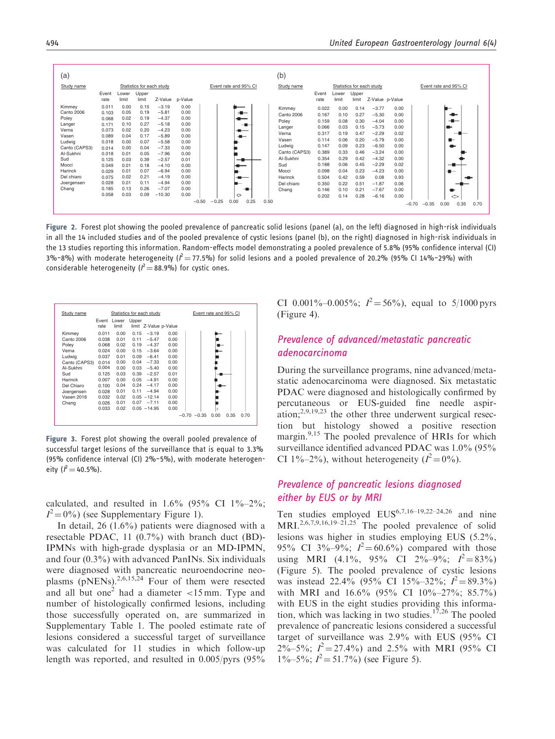(a)

| Study name | Event rate | Lower limit | Upper limit | Z-Value | p-Value |
|---|---|---|---|---|---|
| Kimmey | 0.011 | 0.00 | 0.15 | −3.19 | 0.00 |
| Canto 2006 | 0.103 | 0.05 | 0.19 | −5.81 | 0.00 |
| Poley | 0.068 | 0.02 | 0.19 | −4.37 | 0.00 |
| Langer | 0.171 | 0.10 | 0.27 | −5.18 | 0.00 |
| Verna | 0.073 | 0.02 | 0.20 | −4.23 | 0.00 |
| Vasen | 0.089 | 0.04 | 0.17 | −5.89 | 0.00 |
| Ludwig | 0.018 | 0.00 | 0.07 | −5.58 | 0.00 |
| Canto (CAPS3) | 0.014 | 0.00 | 0.04 | −7.33 | 0.00 |
| Al-Sukhni | 0.018 | 0.01 | 0.05 | −7.96 | 0.00 |
| Sud | 0.125 | 0.03 | 0.39 | −2.57 | 0.01 |
| Mocci | 0.049 | 0.01 | 0.18 | −4.10 | 0.00 |
| Harinck | 0.029 | 0.01 | 0.07 | −6.94 | 0.00 |
| Del chiaro | 0.075 | 0.02 | 0.21 | −4.19 | 0.00 |
| Joergensen | 0.028 | 0.01 | 0.11 | −4.94 | 0.00 |
| Chang | 0.185 | 0.13 | 0.26 | −7.07 | 0.00 |
| | 0.058 | 0.03 | 0.09 | −10.30 | 0.00 |

(b)

| Study name | Event rate | Lower limit | Upper limit | Z-Value | p-Value |
|---|---|---|---|---|---|
| Kimmey | 0.022 | 0.00 | 0.14 | −3.77 | 0.00 |
| Canto 2006 | 0.167 | 0.10 | 0.27 | −5.30 | 0.00 |
| Poley | 0.159 | 0.08 | 0.30 | −4.04 | 0.00 |
| Langer | 0.066 | 0.03 | 0.15 | −5.73 | 0.00 |
| Verna | 0.317 | 0.19 | 0.47 | −2.29 | 0.02 |
| Vasen | 0.114 | 0.06 | 0.20 | −5.79 | 0.00 |
| Ludwig | 0.147 | 0.09 | 0.23 | −6.50 | 0.00 |
| Canto (CAPS3) | 0.389 | 0.33 | 0.46 | −3.24 | 0.00 |
| Al-Sukhni | 0.354 | 0.29 | 0.42 | −4.32 | 0.00 |
| Sud | 0.188 | 0.06 | 0.45 | −2.29 | 0.02 |
| Mocci | 0.098 | 0.04 | 0.23 | −4.23 | 0.00 |
| Harinck | 0.504 | 0.42 | 0.59 | 0.08 | 0.93 |
| Del chiaro | 0.350 | 0.22 | 0.51 | −1.87 | 0.06 |
| Chang | 0.146 | 0.10 | 0.21 | −7.67 | 0.00 |
| | 0.202 | 0.14 | 0.28 | −6.16 | 0.00 |

**Figure 2.** Forest plot showing the pooled prevalence of pancreatic solid lesions (panel (a), on the left) diagnosed in high-risk individuals in all the 14 included studies and of the pooled prevalence of cystic lesions (panel (b), on the right) diagnosed in high-risk individuals in the 13 studies reporting this information. Random-effects model demonstrating a pooled prevalence of 5.8% (95% confidence interval (CI) 3%–8%) with moderate heterogeneity ($I^2 = 77.5\%$) for solid lesions and a pooled prevalence of 20.2% (95% CI 14%–29%) with considerable heterogeneity ($I^2 = 88.9\%$) for cystic ones.

| Study name | Event rate | Lower limit | Upper limit | Z-Value | p-Value |
|---|---|---|---|---|---|
| Kimmey | 0.011 | 0.00 | 0.15 | −3.19 | 0.00 |
| Canto 2006 | 0.038 | 0.01 | 0.11 | −5.47 | 0.00 |
| Poley | 0.068 | 0.02 | 0.19 | −4.37 | 0.00 |
| Verna | 0.024 | 0.00 | 0.15 | −3.64 | 0.00 |
| Ludwig | 0.037 | 0.01 | 0.09 | −6.41 | 0.00 |
| Canto (CAPS3) | 0.014 | 0.00 | 0.04 | −7.33 | 0.00 |
| Al-Sukhni | 0.004 | 0.00 | 0.03 | −5.40 | 0.00 |
| Sud | 0.125 | 0.03 | 0.39 | −2.57 | 0.01 |
| Harinck | 0.007 | 0.00 | 0.05 | −4.91 | 0.00 |
| Del Chiaro | 0.100 | 0.04 | 0.24 | −4.17 | 0.00 |
| Joergensen | 0.028 | 0.01 | 0.11 | −4.94 | 0.00 |
| Vasen 2016 | 0.032 | 0.02 | 0.05 | −12.14 | 0.00 |
| Chang | 0.026 | 0.01 | 0.07 | −7.11 | 0.00 |
| | 0.033 | 0.02 | 0.05 | −14.95 | 0.00 |

**Figure 3.** Forest plot showing the overall pooled prevalence of successful target lesions of the surveillance that is equal to 3.3% (95% confidence interval (CI) 2%–5%), with moderate heterogeneity ($I^2 = 40.5\%$).

calculated, and resulted in 1.6% (95% CI 1%–2%; $I^2 = 0\%$) (see Supplementary Figure 1).

In detail, 26 (1.6%) patients were diagnosed with a resectable PDAC, 11 (0.7%) with branch duct (BD)-IPMNs with high-grade dysplasia or an MD-IPMN, and four (0.3%) with advanced PanINs. Six individuals were diagnosed with pancreatic neuroendocrine neoplasms (pNENs).[2,6,15,24] Four of them were resected and all but one[2] had a diameter <15 mm. Type and number of histologically confirmed lesions, including those successfully operated on, are summarized in Supplementary Table 1. The pooled estimate rate of lesions considered a successful target of surveillance was calculated for 11 studies in which follow-up length was reported, and resulted in 0.005/pyrs (95% CI 0.001%–0.005%; $I^2 = 56\%$), equal to 5/1000 pyrs (Figure 4).

## Prevalence of advanced/metastatic pancreatic adenocarcinoma

During the surveillance programs, nine advanced/metastatic adenocarcinoma were diagnosed. Six metastatic PDAC were diagnosed and histologically confirmed by percutaneous or EUS-guided fine needle aspiration;[2,9,19,23] the other three underwent surgical resection but histology showed a positive resection margin.[9,15] The pooled prevalence of HRIs for which surveillance identified advanced PDAC was 1.0% (95% CI 1%–2%), without heterogeneity ($I^2 = 0\%$).

## Prevalence of pancreatic lesions diagnosed either by EUS or by MRI

Ten studies employed EUS[6,7,16–19,22–24,26] and nine MRI.[2,6,7,9,16,19–21,25] The pooled prevalence of solid lesions was higher in studies employing EUS (5.2%, 95% CI 3%–9%; $I^2 = 60.6\%$) compared with those using MRI (4.1%, 95% CI 2%–9%; $I^2 = 83\%$) (Figure 5). The pooled prevalence of cystic lesions was instead 22.4% (95% CI 15%–32%; $I^2 = 89.3\%$) with MRI and 16.6% (95% CI 10%–27%; 85.7%) with EUS in the eight studies providing this information, which was lacking in two studies.[17,26] The pooled prevalence of pancreatic lesions considered a successful target of surveillance was 2.9% with EUS (95% CI 2%–5%; $I^2 = 27.4\%$) and 2.5% with MRI (95% CI 1%–5%; $I^2 = 51.7\%$) (see Figure 5).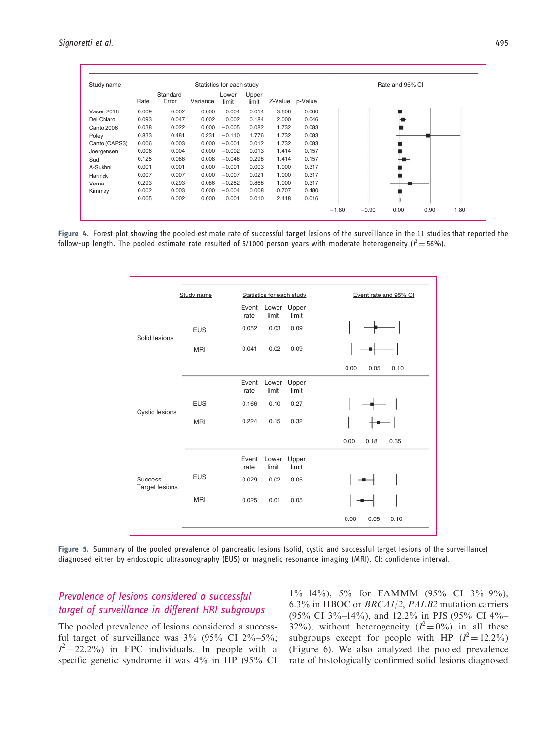| Study name | Rate | Standard Error | Variance | Lower limit | Upper limit | Z-Value | p-Value |
|---|---|---|---|---|---|---|---|
| Vasen 2016 | 0.009 | 0.002 | 0.000 | 0.004 | 0.014 | 3.606 | 0.000 |
| Del Chiaro | 0.093 | 0.047 | 0.002 | 0.002 | 0.184 | 2.000 | 0.046 |
| Canto 2006 | 0.038 | 0.022 | 0.000 | −0.005 | 0.082 | 1.732 | 0.083 |
| Poley | 0.833 | 0.481 | 0.231 | −0.110 | 1.776 | 1.732 | 0.083 |
| Canto (CAPS3) | 0.006 | 0.003 | 0.000 | −0.001 | 0.012 | 1.732 | 0.083 |
| Joergensen | 0.006 | 0.004 | 0.000 | −0.002 | 0.013 | 1.414 | 0.157 |
| Sud | 0.125 | 0.088 | 0.008 | −0.048 | 0.298 | 1.414 | 0.157 |
| A-Sukhni | 0.001 | 0.001 | 0.000 | −0.001 | 0.003 | 1.000 | 0.317 |
| Harinck | 0.007 | 0.007 | 0.000 | −0.007 | 0.021 | 1.000 | 0.317 |
| Verna | 0.293 | 0.293 | 0.086 | −0.282 | 0.868 | 1.000 | 0.317 |
| Kimmey | 0.002 | 0.003 | 0.000 | −0.004 | 0.008 | 0.707 | 0.480 |
| | 0.005 | 0.002 | 0.000 | 0.001 | 0.010 | 2.418 | 0.016 |

**Figure 4.** Forest plot showing the pooled estimate rate of successful target lesions of the surveillance in the 11 studies that reported the follow-up length. The pooled estimate rate resulted of 5/1000 person years with moderate heterogeneity ($I^2 = 56\%$).

| | Study name | Event rate | Lower limit | Upper limit |
|---|---|---|---|---|
| Solid lesions | EUS | 0.052 | 0.03 | 0.09 |
| | MRI | 0.041 | 0.02 | 0.09 |
| Cystic lesions | EUS | 0.166 | 0.10 | 0.27 |
| | MRI | 0.224 | 0.15 | 0.32 |
| Success Target lesions | EUS | 0.029 | 0.02 | 0.05 |
| | MRI | 0.025 | 0.01 | 0.05 |

**Figure 5.** Summary of the pooled prevalence of pancreatic lesions (solid, cystic and successful target lesions of the surveillance) diagnosed either by endoscopic ultrasonography (EUS) or magnetic resonance imaging (MRI). CI: confidence interval.

## *Prevalence of lesions considered a successful target of surveillance in different HRI subgroups*

The pooled prevalence of lesions considered a successful target of surveillance was 3% (95% CI 2%–5%; $I^2 = 22.2\%$) in FPC individuals. In people with a specific genetic syndrome it was 4% in HP (95% CI 1%–14%), 5% for FAMMM (95% CI 3%–9%), 6.3% in HBOC or *BRCA1/2*, *PALB2* mutation carriers (95% CI 3%–14%), and 12.2% in PJS (95% CI 4%–32%), without heterogeneity ($I^2 = 0\%$) in all these subgroups except for people with HP ($I^2 = 12.2\%$) (Figure 6). We also analyzed the pooled prevalence rate of histologically confirmed solid lesions diagnosed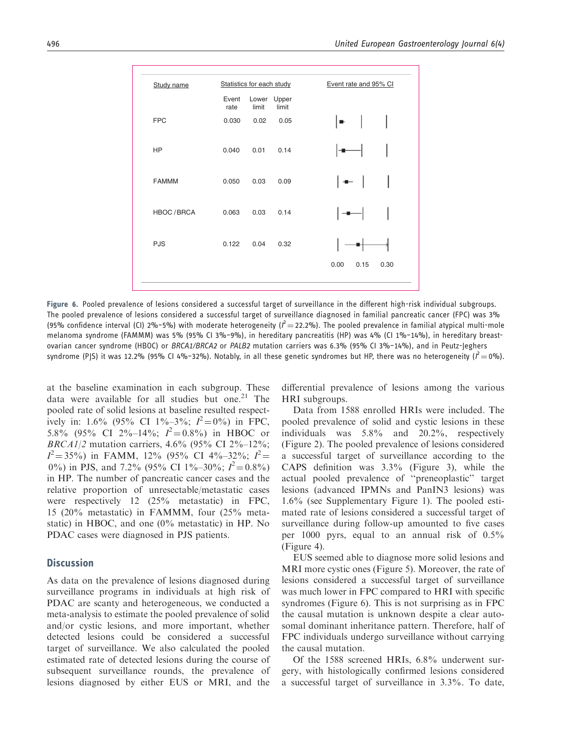| Study name | Statistics for each study | | | Event rate and 95% CI |
|---|---|---|---|---|
| | Event rate | Lower limit | Upper limit | |
| FPC | 0.030 | 0.02 | 0.05 | |
| HP | 0.040 | 0.01 | 0.14 | |
| FAMMM | 0.050 | 0.03 | 0.09 | |
| HBOC / BRCA | 0.063 | 0.03 | 0.14 | |
| PJS | 0.122 | 0.04 | 0.32 | |
| | | | | 0.00 0.15 0.30 |

**Figure 6.** Pooled prevalence of lesions considered a successful target of surveillance in the different high-risk individual subgroups. The pooled prevalence of lesions considered a successful target of surveillance diagnosed in familial pancreatic cancer (FPC) was 3% (95% confidence interval (CI) 2%–5%) with moderate heterogeneity ($I^2 = 22.2\%$). The pooled prevalence in familial atypical multi-mole melanoma syndrome (FAMMM) was 5% (95% CI 3%–9%), in hereditary pancreatitis (HP) was 4% (CI 1%–14%), in hereditary breast-ovarian cancer syndrome (HBOC) or *BRCA1/BRCA2* or *PALB2* mutation carriers was 6.3% (95% CI 3%–14%), and in Peutz-Jeghers syndrome (PJS) it was 12.2% (95% CI 4%–32%). Notably, in all these genetic syndromes but HP, there was no heterogeneity ($I^2 = 0\%$).

at the baseline examination in each subgroup. These data were available for all studies but one.[21] The pooled rate of solid lesions at baseline resulted respectively in: 1.6% (95% CI 1%–3%; $I^2 = 0\%$) in FPC, 5.8% (95% CI 2%–14%; $I^2 = 0.8\%$) in HBOC or *BRCA1/2* mutation carriers, 4.6% (95% CI 2%–12%; $I^2 = 35\%$) in FAMM, 12% (95% CI 4%–32%; $I^2 = 0\%$) in PJS, and 7.2% (95% CI 1%–30%; $I^2 = 0.8\%$) in HP. The number of pancreatic cancer cases and the relative proportion of unresectable/metastatic cases were respectively 12 (25% metastatic) in FPC, 15 (20% metastatic) in FAMMM, four (25% metastatic) in HBOC, and one (0% metastatic) in HP. No PDAC cases were diagnosed in PJS patients.

## Discussion

As data on the prevalence of lesions diagnosed during surveillance programs in individuals at high risk of PDAC are scanty and heterogeneous, we conducted a meta-analysis to estimate the pooled prevalence of solid and/or cystic lesions, and more important, whether detected lesions could be considered a successful target of surveillance. We also calculated the pooled estimated rate of detected lesions during the course of subsequent surveillance rounds, the prevalence of lesions diagnosed by either EUS or MRI, and the differential prevalence of lesions among the various HRI subgroups.

Data from 1588 enrolled HRIs were included. The pooled prevalence of solid and cystic lesions in these individuals was 5.8% and 20.2%, respectively (Figure 2). The pooled prevalence of lesions considered a successful target of surveillance according to the CAPS definition was 3.3% (Figure 3), while the actual pooled prevalence of "preneoplastic" target lesions (advanced IPMNs and PanIN3 lesions) was 1.6% (see Supplementary Figure 1). The pooled estimated rate of lesions considered a successful target of surveillance during follow-up amounted to five cases per 1000 pyrs, equal to an annual risk of 0.5% (Figure 4).

EUS seemed able to diagnose more solid lesions and MRI more cystic ones (Figure 5). Moreover, the rate of lesions considered a successful target of surveillance was much lower in FPC compared to HRI with specific syndromes (Figure 6). This is not surprising as in FPC the causal mutation is unknown despite a clear autosomal dominant inheritance pattern. Therefore, half of FPC individuals undergo surveillance without carrying the causal mutation.

Of the 1588 screened HRIs, 6.8% underwent surgery, with histologically confirmed lesions considered a successful target of surveillance in 3.3%. To date,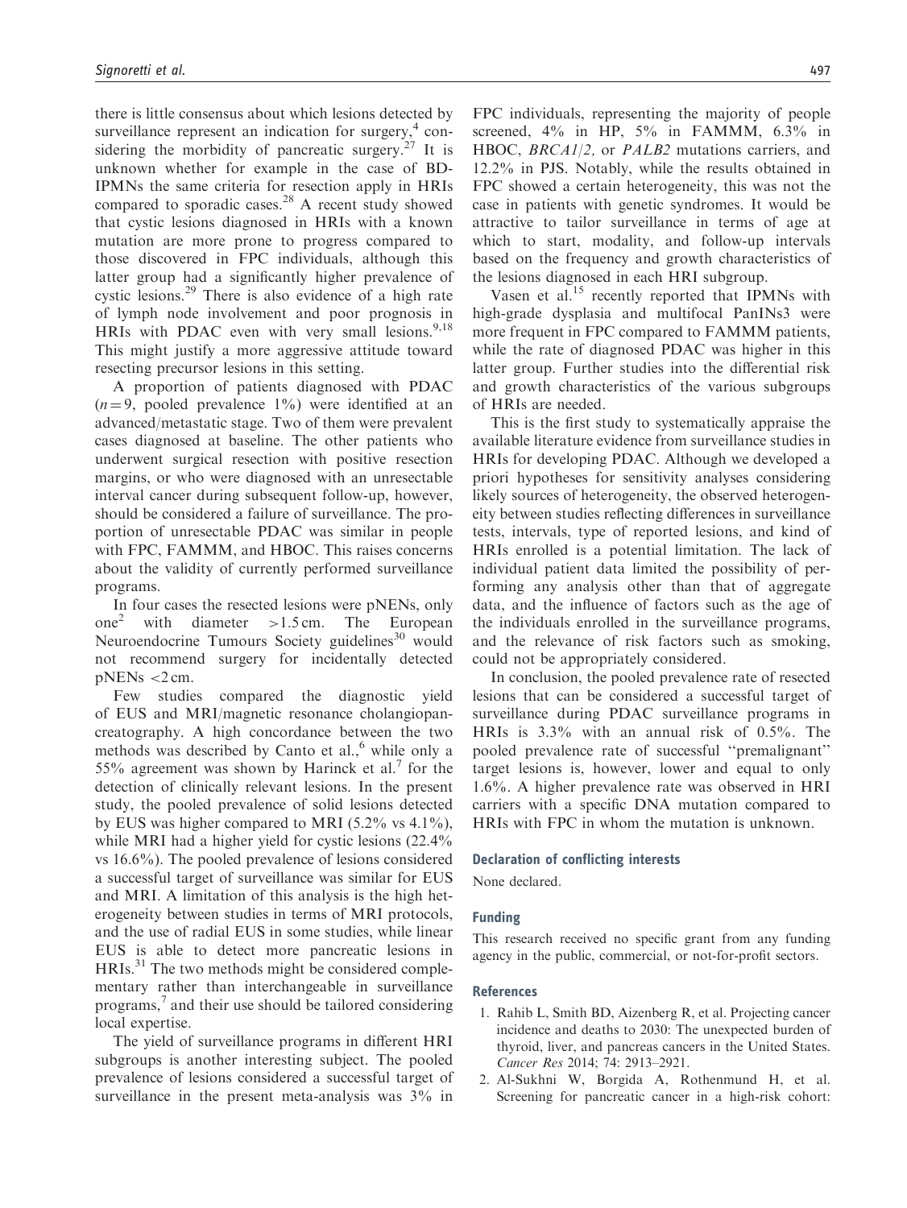there is little consensus about which lesions detected by surveillance represent an indication for surgery,[4] considering the morbidity of pancreatic surgery.[27] It is unknown whether for example in the case of BD-IPMNs the same criteria for resection apply in HRIs compared to sporadic cases.[28] A recent study showed that cystic lesions diagnosed in HRIs with a known mutation are more prone to progress compared to those discovered in FPC individuals, although this latter group had a significantly higher prevalence of cystic lesions.[29] There is also evidence of a high rate of lymph node involvement and poor prognosis in HRIs with PDAC even with very small lesions.[9,18] This might justify a more aggressive attitude toward resecting precursor lesions in this setting.

A proportion of patients diagnosed with PDAC ($n = 9$, pooled prevalence 1%) were identified at an advanced/metastatic stage. Two of them were prevalent cases diagnosed at baseline. The other patients who underwent surgical resection with positive resection margins, or who were diagnosed with an unresectable interval cancer during subsequent follow-up, however, should be considered a failure of surveillance. The proportion of unresectable PDAC was similar in people with FPC, FAMMM, and HBOC. This raises concerns about the validity of currently performed surveillance programs.

In four cases the resected lesions were pNENs, only one[2] with diameter >1.5 cm. The European Neuroendocrine Tumours Society guidelines[30] would not recommend surgery for incidentally detected pNENs <2 cm.

Few studies compared the diagnostic yield of EUS and MRI/magnetic resonance cholangiopancreatography. A high concordance between the two methods was described by Canto et al.,[6] while only a 55% agreement was shown by Harinck et al.[7] for the detection of clinically relevant lesions. In the present study, the pooled prevalence of solid lesions detected by EUS was higher compared to MRI (5.2% vs 4.1%), while MRI had a higher yield for cystic lesions (22.4% vs 16.6%). The pooled prevalence of lesions considered a successful target of surveillance was similar for EUS and MRI. A limitation of this analysis is the high heterogeneity between studies in terms of MRI protocols, and the use of radial EUS in some studies, while linear EUS is able to detect more pancreatic lesions in HRIs.[31] The two methods might be considered complementary rather than interchangeable in surveillance programs,[7] and their use should be tailored considering local expertise.

The yield of surveillance programs in different HRI subgroups is another interesting subject. The pooled prevalence of lesions considered a successful target of surveillance in the present meta-analysis was 3% in FPC individuals, representing the majority of people screened, 4% in HP, 5% in FAMMM, 6.3% in HBOC, *BRCA1/2,* or *PALB2* mutations carriers, and 12.2% in PJS. Notably, while the results obtained in FPC showed a certain heterogeneity, this was not the case in patients with genetic syndromes. It would be attractive to tailor surveillance in terms of age at which to start, modality, and follow-up intervals based on the frequency and growth characteristics of the lesions diagnosed in each HRI subgroup.

Vasen et al.[15] recently reported that IPMNs with high-grade dysplasia and multifocal PanINs3 were more frequent in FPC compared to FAMMM patients, while the rate of diagnosed PDAC was higher in this latter group. Further studies into the differential risk and growth characteristics of the various subgroups of HRIs are needed.

This is the first study to systematically appraise the available literature evidence from surveillance studies in HRIs for developing PDAC. Although we developed a priori hypotheses for sensitivity analyses considering likely sources of heterogeneity, the observed heterogeneity between studies reflecting differences in surveillance tests, intervals, type of reported lesions, and kind of HRIs enrolled is a potential limitation. The lack of individual patient data limited the possibility of performing any analysis other than that of aggregate data, and the influence of factors such as the age of the individuals enrolled in the surveillance programs, and the relevance of risk factors such as smoking, could not be appropriately considered.

In conclusion, the pooled prevalence rate of resected lesions that can be considered a successful target of surveillance during PDAC surveillance programs in HRIs is 3.3% with an annual risk of 0.5%. The pooled prevalence rate of successful ''premalignant'' target lesions is, however, lower and equal to only 1.6%. A higher prevalence rate was observed in HRI carriers with a specific DNA mutation compared to HRIs with FPC in whom the mutation is unknown.

## Declaration of conflicting interests

None declared.

## Funding

This research received no specific grant from any funding agency in the public, commercial, or not-for-profit sectors.

## References

1. Rahib L, Smith BD, Aizenberg R, et al. Projecting cancer incidence and deaths to 2030: The unexpected burden of thyroid, liver, and pancreas cancers in the United States. *Cancer Res* 2014; 74: 2913–2921.
2. Al-Sukhni W, Borgida A, Rothenmund H, et al. Screening for pancreatic cancer in a high-risk cohort: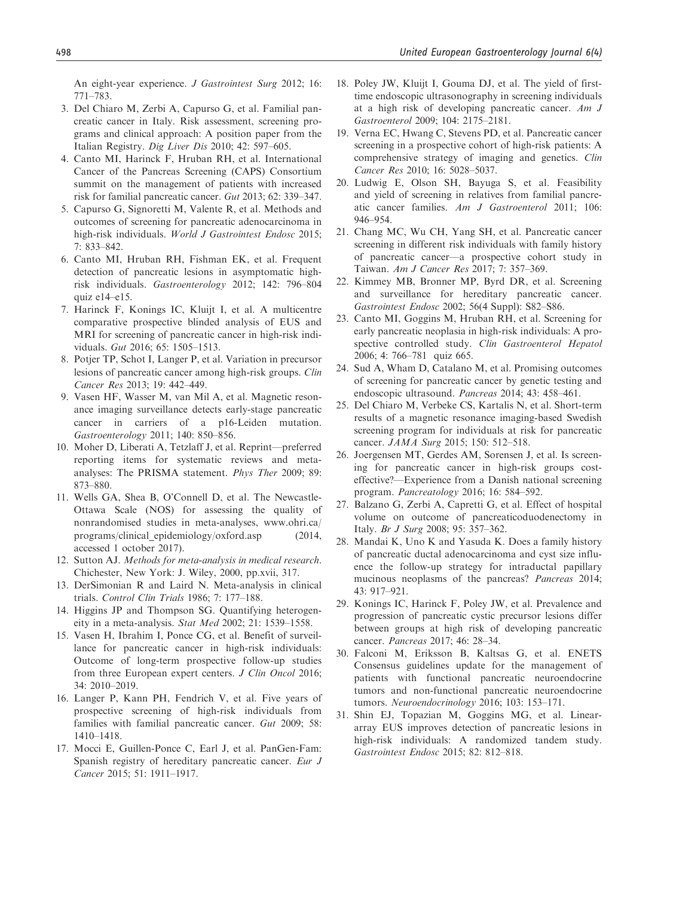An eight-year experience. *J Gastrointest Surg* 2012; 16: 771–783.

3. Del Chiaro M, Zerbi A, Capurso G, et al. Familial pancreatic cancer in Italy. Risk assessment, screening programs and clinical approach: A position paper from the Italian Registry. *Dig Liver Dis* 2010; 42: 597–605.
4. Canto MI, Harinck F, Hruban RH, et al. International Cancer of the Pancreas Screening (CAPS) Consortium summit on the management of patients with increased risk for familial pancreatic cancer. *Gut* 2013; 62: 339–347.
5. Capurso G, Signoretti M, Valente R, et al. Methods and outcomes of screening for pancreatic adenocarcinoma in high-risk individuals. *World J Gastrointest Endosc* 2015; 7: 833–842.
6. Canto MI, Hruban RH, Fishman EK, et al. Frequent detection of pancreatic lesions in asymptomatic high-risk individuals. *Gastroenterology* 2012; 142: 796–804 quiz e14–e15.
7. Harinck F, Konings IC, Kluijt I, et al. A multicentre comparative prospective blinded analysis of EUS and MRI for screening of pancreatic cancer in high-risk individuals. *Gut* 2016; 65: 1505–1513.
8. Potjer TP, Schot I, Langer P, et al. Variation in precursor lesions of pancreatic cancer among high-risk groups. *Clin Cancer Res* 2013; 19: 442–449.
9. Vasen HF, Wasser M, van Mil A, et al. Magnetic resonance imaging surveillance detects early-stage pancreatic cancer in carriers of a p16-Leiden mutation. *Gastroenterology* 2011; 140: 850–856.
10. Moher D, Liberati A, Tetzlaff J, et al. Reprint—preferred reporting items for systematic reviews and meta-analyses: The PRISMA statement. *Phys Ther* 2009; 89: 873–880.
11. Wells GA, Shea B, O'Connell D, et al. The Newcastle-Ottawa Scale (NOS) for assessing the quality of nonrandomised studies in meta-analyses, www.ohri.ca/programs/clinical_epidemiology/oxford.asp (2014, accessed 1 october 2017).
12. Sutton AJ. *Methods for meta-analysis in medical research*. Chichester, New York: J. Wiley, 2000, pp.xvii, 317.
13. DerSimonian R and Laird N. Meta-analysis in clinical trials. *Control Clin Trials* 1986; 7: 177–188.
14. Higgins JP and Thompson SG. Quantifying heterogeneity in a meta-analysis. *Stat Med* 2002; 21: 1539–1558.
15. Vasen H, Ibrahim I, Ponce CG, et al. Benefit of surveillance for pancreatic cancer in high-risk individuals: Outcome of long-term prospective follow-up studies from three European expert centers. *J Clin Oncol* 2016; 34: 2010–2019.
16. Langer P, Kann PH, Fendrich V, et al. Five years of prospective screening of high-risk individuals from families with familial pancreatic cancer. *Gut* 2009; 58: 1410–1418.
17. Mocci E, Guillen-Ponce C, Earl J, et al. PanGen-Fam: Spanish registry of hereditary pancreatic cancer. *Eur J Cancer* 2015; 51: 1911–1917.
18. Poley JW, Kluijt I, Gouma DJ, et al. The yield of first-time endoscopic ultrasonography in screening individuals at a high risk of developing pancreatic cancer. *Am J Gastroenterol* 2009; 104: 2175–2181.
19. Verna EC, Hwang C, Stevens PD, et al. Pancreatic cancer screening in a prospective cohort of high-risk patients: A comprehensive strategy of imaging and genetics. *Clin Cancer Res* 2010; 16: 5028–5037.
20. Ludwig E, Olson SH, Bayuga S, et al. Feasibility and yield of screening in relatives from familial pancreatic cancer families. *Am J Gastroenterol* 2011; 106: 946–954.
21. Chang MC, Wu CH, Yang SH, et al. Pancreatic cancer screening in different risk individuals with family history of pancreatic cancer—a prospective cohort study in Taiwan. *Am J Cancer Res* 2017; 7: 357–369.
22. Kimmey MB, Bronner MP, Byrd DR, et al. Screening and surveillance for hereditary pancreatic cancer. *Gastrointest Endosc* 2002; 56(4 Suppl): S82–S86.
23. Canto MI, Goggins M, Hruban RH, et al. Screening for early pancreatic neoplasia in high-risk individuals: A prospective controlled study. *Clin Gastroenterol Hepatol* 2006; 4: 766–781 quiz 665.
24. Sud A, Wham D, Catalano M, et al. Promising outcomes of screening for pancreatic cancer by genetic testing and endoscopic ultrasound. *Pancreas* 2014; 43: 458–461.
25. Del Chiaro M, Verbeke CS, Kartalis N, et al. Short-term results of a magnetic resonance imaging-based Swedish screening program for individuals at risk for pancreatic cancer. *JAMA Surg* 2015; 150: 512–518.
26. Joergensen MT, Gerdes AM, Sorensen J, et al. Is screening for pancreatic cancer in high-risk groups cost-effective?—Experience from a Danish national screening program. *Pancreatology* 2016; 16: 584–592.
27. Balzano G, Zerbi A, Capretti G, et al. Effect of hospital volume on outcome of pancreaticoduodenectomy in Italy. *Br J Surg* 2008; 95: 357–362.
28. Mandai K, Uno K and Yasuda K. Does a family history of pancreatic ductal adenocarcinoma and cyst size influence the follow-up strategy for intraductal papillary mucinous neoplasms of the pancreas? *Pancreas* 2014; 43: 917–921.
29. Konings IC, Harinck F, Poley JW, et al. Prevalence and progression of pancreatic cystic precursor lesions differ between groups at high risk of developing pancreatic cancer. *Pancreas* 2017; 46: 28–34.
30. Falconi M, Eriksson B, Kaltsas G, et al. ENETS Consensus guidelines update for the management of patients with functional pancreatic neuroendocrine tumors and non-functional pancreatic neuroendocrine tumors. *Neuroendocrinology* 2016; 103: 153–171.
31. Shin EJ, Topazian M, Goggins MG, et al. Linear-array EUS improves detection of pancreatic lesions in high-risk individuals: A randomized tandem study. *Gastrointest Endosc* 2015; 82: 812–818.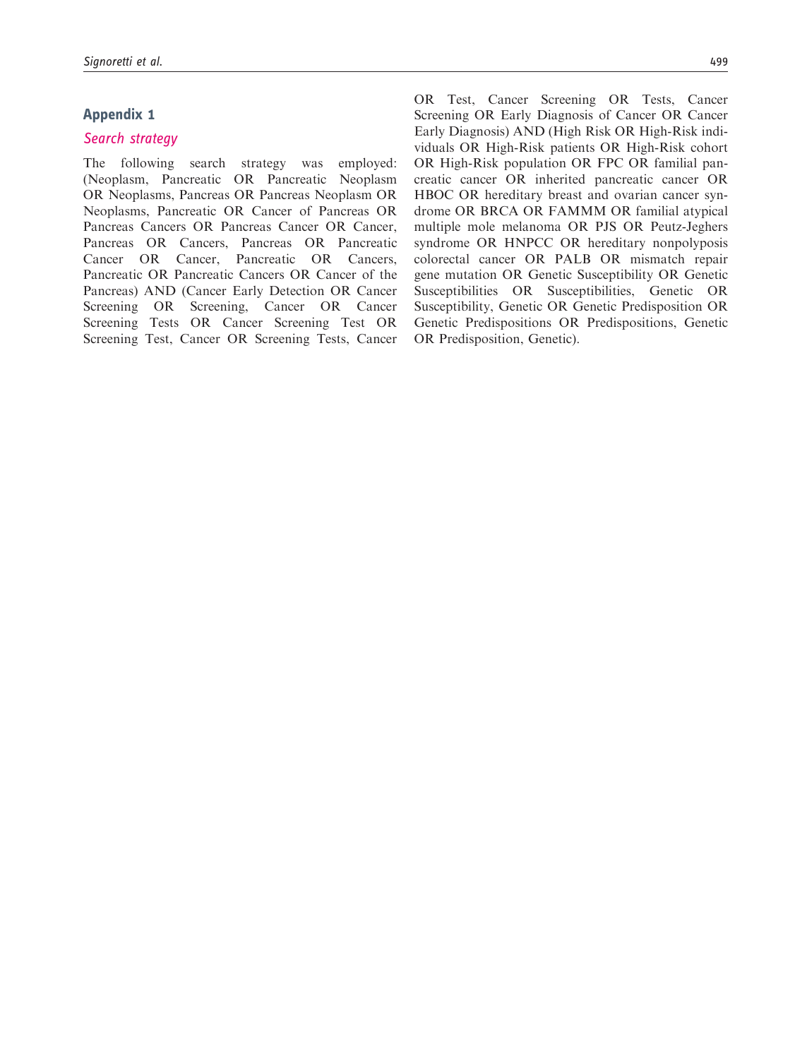## Appendix 1

### *Search strategy*

The following search strategy was employed: (Neoplasm, Pancreatic OR Pancreatic Neoplasm OR Neoplasms, Pancreas OR Pancreas Neoplasm OR Neoplasms, Pancreatic OR Cancer of Pancreas OR Pancreas Cancers OR Pancreas Cancer OR Cancer, Pancreas OR Cancers, Pancreas OR Pancreatic Cancer OR Cancer, Pancreatic OR Cancers, Pancreatic OR Pancreatic Cancers OR Cancer of the Pancreas) AND (Cancer Early Detection OR Cancer Screening OR Screening, Cancer OR Cancer Screening Tests OR Cancer Screening Test OR Screening Test, Cancer OR Screening Tests, Cancer OR Test, Cancer Screening OR Tests, Cancer Screening OR Early Diagnosis of Cancer OR Cancer Early Diagnosis) AND (High Risk OR High-Risk individuals OR High-Risk patients OR High-Risk cohort OR High-Risk population OR FPC OR familial pancreatic cancer OR inherited pancreatic cancer OR HBOC OR hereditary breast and ovarian cancer syndrome OR BRCA OR FAMMM OR familial atypical multiple mole melanoma OR PJS OR Peutz-Jeghers syndrome OR HNPCC OR hereditary nonpolyposis colorectal cancer OR PALB OR mismatch repair gene mutation OR Genetic Susceptibility OR Genetic Susceptibilities OR Susceptibilities, Genetic OR Susceptibility, Genetic OR Genetic Predisposition OR Genetic Predispositions OR Predispositions, Genetic OR Predisposition, Genetic).